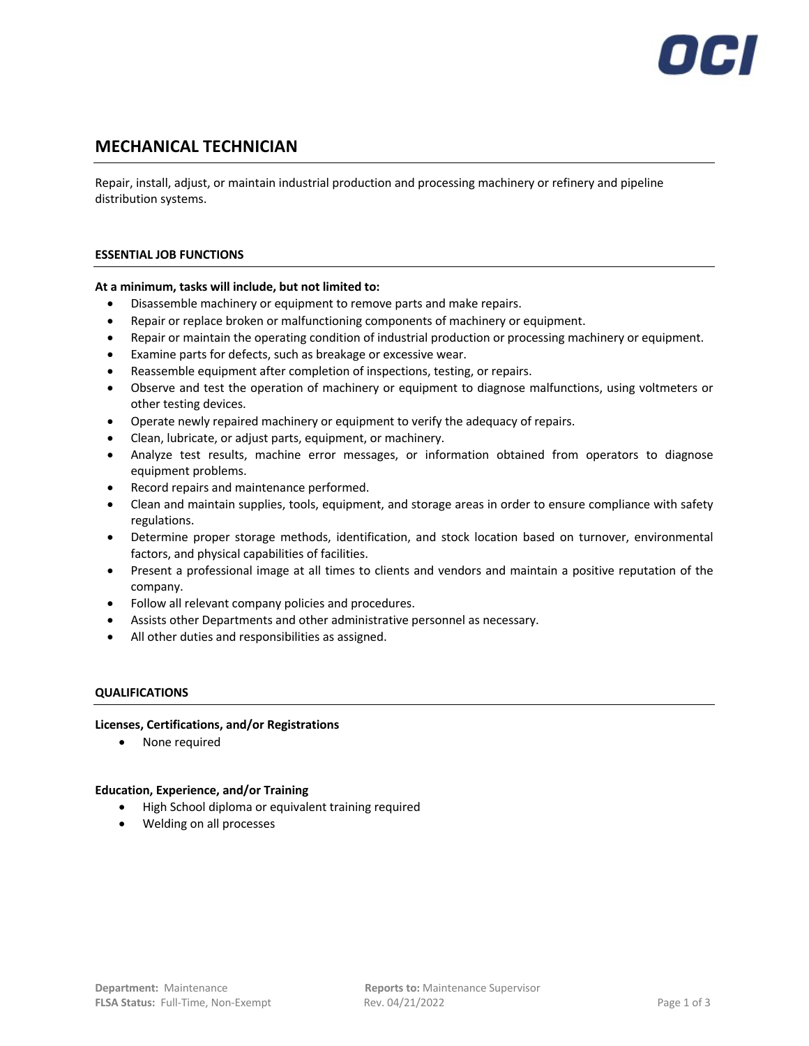OCI

# MECHANICAL TECHNICIAN

Repair, install, adjust, or maintain industrial production and processing machinery or refinery and pipeline distribution systems.

## ESSENTIAL JOB FUNCTIONS

**At a minimum, tasks will include, but not limited to:**

- Disassemble machinery or equipment to remove parts and make repairs.
- Repair or replace broken or malfunctioning components of machinery or equipment.
- Repair or maintain the operating condition of industrial production or processing machinery or equipment.
- Examine parts for defects, such as breakage or excessive wear.
- Reassemble equipment after completion of inspections, testing, or repairs.
- Observe and test the operation of machinery or equipment to diagnose malfunctions, using voltmeters or other testing devices.
- Operate newly repaired machinery or equipment to verify the adequacy of repairs.
- Clean, lubricate, or adjust parts, equipment, or machinery.
- Analyze test results, machine error messages, or information obtained from operators to diagnose equipment problems.
- Record repairs and maintenance performed.
- Clean and maintain supplies, tools, equipment, and storage areas in order to ensure compliance with safety regulations.
- Determine proper storage methods, identification, and stock location based on turnover, environmental factors, and physical capabilities of facilities.
- Present a professional image at all times to clients and vendors and maintain a positive reputation of the company.
- Follow all relevant company policies and procedures.
- Assists other Departments and other administrative personnel as necessary.
- All other duties and responsibilities as assigned.

## QUALIFICATIONS

**Licenses, Certifications, and/or Registrations**

- None required

**Education, Experience, and/or Training**

- High School diploma or equivalent training required
- Welding on all processes

**Department:** Maintenance
**FLSA Status:** Full-Time, Non-Exempt
**Reports to:** Maintenance Supervisor
Rev. 04/21/2022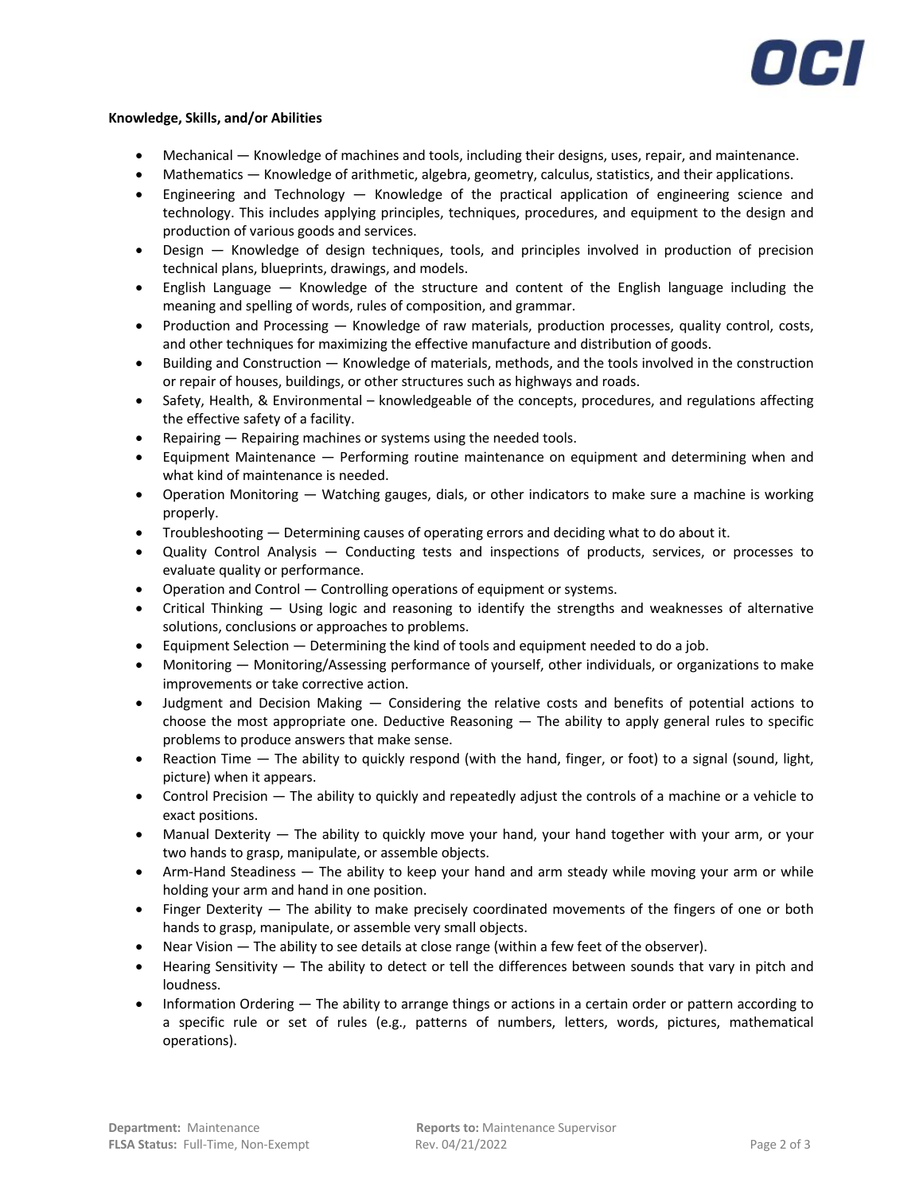**Knowledge, Skills, and/or Abilities**

- Mechanical — Knowledge of machines and tools, including their designs, uses, repair, and maintenance.
- Mathematics — Knowledge of arithmetic, algebra, geometry, calculus, statistics, and their applications.
- Engineering and Technology — Knowledge of the practical application of engineering science and technology. This includes applying principles, techniques, procedures, and equipment to the design and production of various goods and services.
- Design — Knowledge of design techniques, tools, and principles involved in production of precision technical plans, blueprints, drawings, and models.
- English Language — Knowledge of the structure and content of the English language including the meaning and spelling of words, rules of composition, and grammar.
- Production and Processing — Knowledge of raw materials, production processes, quality control, costs, and other techniques for maximizing the effective manufacture and distribution of goods.
- Building and Construction — Knowledge of materials, methods, and the tools involved in the construction or repair of houses, buildings, or other structures such as highways and roads.
- Safety, Health, & Environmental – knowledgeable of the concepts, procedures, and regulations affecting the effective safety of a facility.
- Repairing — Repairing machines or systems using the needed tools.
- Equipment Maintenance — Performing routine maintenance on equipment and determining when and what kind of maintenance is needed.
- Operation Monitoring — Watching gauges, dials, or other indicators to make sure a machine is working properly.
- Troubleshooting — Determining causes of operating errors and deciding what to do about it.
- Quality Control Analysis — Conducting tests and inspections of products, services, or processes to evaluate quality or performance.
- Operation and Control — Controlling operations of equipment or systems.
- Critical Thinking — Using logic and reasoning to identify the strengths and weaknesses of alternative solutions, conclusions or approaches to problems.
- Equipment Selection — Determining the kind of tools and equipment needed to do a job.
- Monitoring — Monitoring/Assessing performance of yourself, other individuals, or organizations to make improvements or take corrective action.
- Judgment and Decision Making — Considering the relative costs and benefits of potential actions to choose the most appropriate one. Deductive Reasoning — The ability to apply general rules to specific problems to produce answers that make sense.
- Reaction Time — The ability to quickly respond (with the hand, finger, or foot) to a signal (sound, light, picture) when it appears.
- Control Precision — The ability to quickly and repeatedly adjust the controls of a machine or a vehicle to exact positions.
- Manual Dexterity — The ability to quickly move your hand, your hand together with your arm, or your two hands to grasp, manipulate, or assemble objects.
- Arm-Hand Steadiness — The ability to keep your hand and arm steady while moving your arm or while holding your arm and hand in one position.
- Finger Dexterity — The ability to make precisely coordinated movements of the fingers of one or both hands to grasp, manipulate, or assemble very small objects.
- Near Vision — The ability to see details at close range (within a few feet of the observer).
- Hearing Sensitivity — The ability to detect or tell the differences between sounds that vary in pitch and loudness.
- Information Ordering — The ability to arrange things or actions in a certain order or pattern according to a specific rule or set of rules (e.g., patterns of numbers, letters, words, pictures, mathematical operations).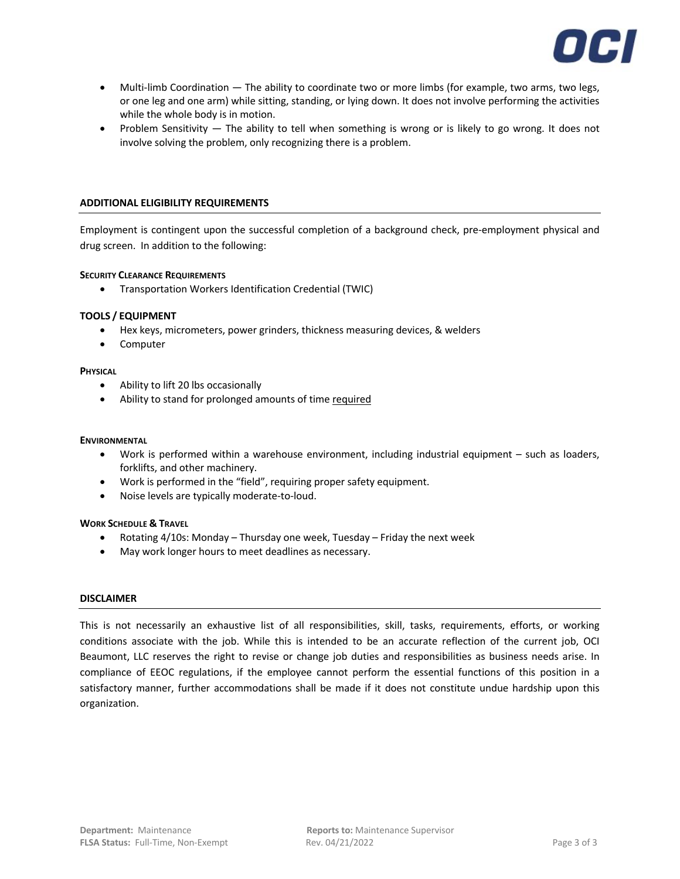- Multi-limb Coordination — The ability to coordinate two or more limbs (for example, two arms, two legs, or one leg and one arm) while sitting, standing, or lying down. It does not involve performing the activities while the whole body is in motion.
- Problem Sensitivity — The ability to tell when something is wrong or is likely to go wrong. It does not involve solving the problem, only recognizing there is a problem.

## ADDITIONAL ELIGIBILITY REQUIREMENTS

Employment is contingent upon the successful completion of a background check, pre-employment physical and drug screen. In addition to the following:

#### SECURITY CLEARANCE REQUIREMENTS

- Transportation Workers Identification Credential (TWIC)

#### TOOLS / EQUIPMENT

- Hex keys, micrometers, power grinders, thickness measuring devices, & welders
- Computer

#### PHYSICAL

- Ability to lift 20 lbs occasionally
- Ability to stand for prolonged amounts of time required

#### ENVIRONMENTAL

- Work is performed within a warehouse environment, including industrial equipment – such as loaders, forklifts, and other machinery.
- Work is performed in the "field", requiring proper safety equipment.
- Noise levels are typically moderate-to-loud.

#### WORK SCHEDULE & TRAVEL

- Rotating 4/10s: Monday – Thursday one week, Tuesday – Friday the next week
- May work longer hours to meet deadlines as necessary.

## DISCLAIMER

This is not necessarily an exhaustive list of all responsibilities, skill, tasks, requirements, efforts, or working conditions associate with the job. While this is intended to be an accurate reflection of the current job, OCI Beaumont, LLC reserves the right to revise or change job duties and responsibilities as business needs arise. In compliance of EEOC regulations, if the employee cannot perform the essential functions of this position in a satisfactory manner, further accommodations shall be made if it does not constitute undue hardship upon this organization.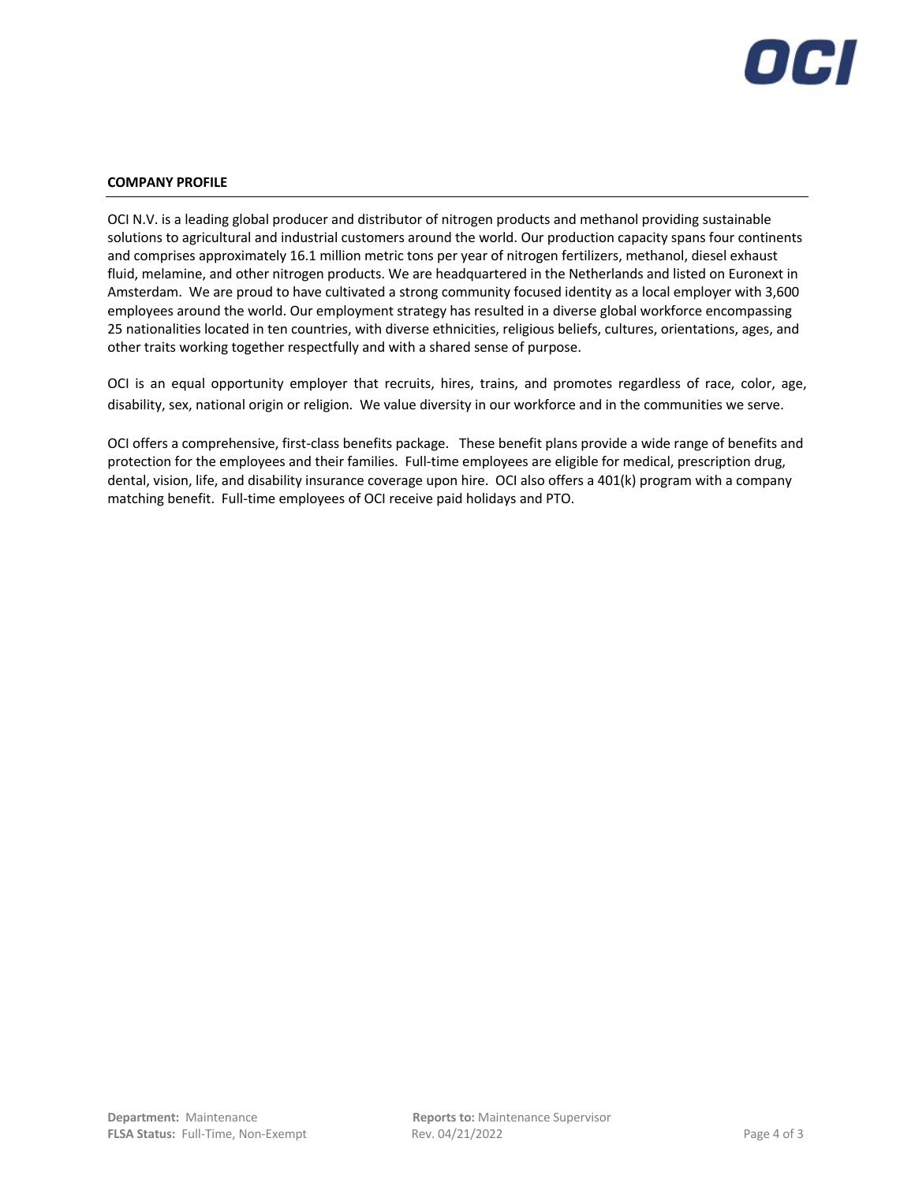## COMPANY PROFILE

OCI N.V. is a leading global producer and distributor of nitrogen products and methanol providing sustainable solutions to agricultural and industrial customers around the world. Our production capacity spans four continents and comprises approximately 16.1 million metric tons per year of nitrogen fertilizers, methanol, diesel exhaust fluid, melamine, and other nitrogen products. We are headquartered in the Netherlands and listed on Euronext in Amsterdam. We are proud to have cultivated a strong community focused identity as a local employer with 3,600 employees around the world. Our employment strategy has resulted in a diverse global workforce encompassing 25 nationalities located in ten countries, with diverse ethnicities, religious beliefs, cultures, orientations, ages, and other traits working together respectfully and with a shared sense of purpose.

OCI is an equal opportunity employer that recruits, hires, trains, and promotes regardless of race, color, age, disability, sex, national origin or religion. We value diversity in our workforce and in the communities we serve.

OCI offers a comprehensive, first-class benefits package. These benefit plans provide a wide range of benefits and protection for the employees and their families. Full-time employees are eligible for medical, prescription drug, dental, vision, life, and disability insurance coverage upon hire. OCI also offers a 401(k) program with a company matching benefit. Full-time employees of OCI receive paid holidays and PTO.